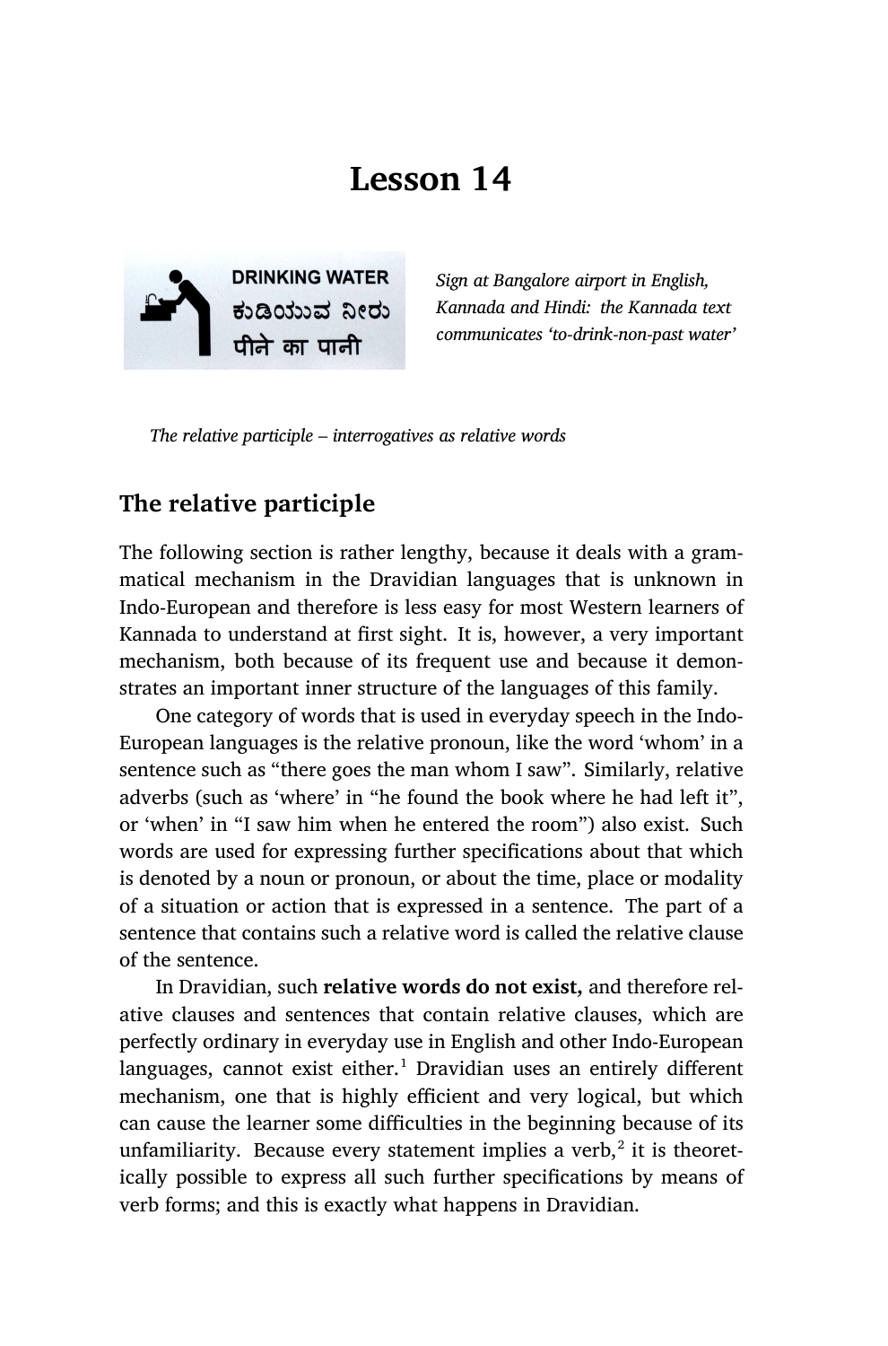# Lesson 14

*Sign at Bangalore airport in English, Kannada and Hindi: the Kannada text communicates 'to-drink-non-past water'*

*The relative participle – interrogatives as relative words*

## The relative participle

The following section is rather lengthy, because it deals with a grammatical mechanism in the Dravidian languages that is unknown in Indo-European and therefore is less easy for most Western learners of Kannada to understand at first sight. It is, however, a very important mechanism, both because of its frequent use and because it demonstrates an important inner structure of the languages of this family.

One category of words that is used in everyday speech in the Indo-European languages is the relative pronoun, like the word 'whom' in a sentence such as "there goes the man whom I saw". Similarly, relative adverbs (such as 'where' in "he found the book where he had left it", or 'when' in "I saw him when he entered the room") also exist. Such words are used for expressing further specifications about that which is denoted by a noun or pronoun, or about the time, place or modality of a situation or action that is expressed in a sentence. The part of a sentence that contains such a relative word is called the relative clause of the sentence.

In Dravidian, such **relative words do not exist,** and therefore relative clauses and sentences that contain relative clauses, which are perfectly ordinary in everyday use in English and other Indo-European languages, cannot exist either.[1] Dravidian uses an entirely different mechanism, one that is highly efficient and very logical, but which can cause the learner some difficulties in the beginning because of its unfamiliarity. Because every statement implies a verb,[2] it is theoretically possible to express all such further specifications by means of verb forms; and this is exactly what happens in Dravidian.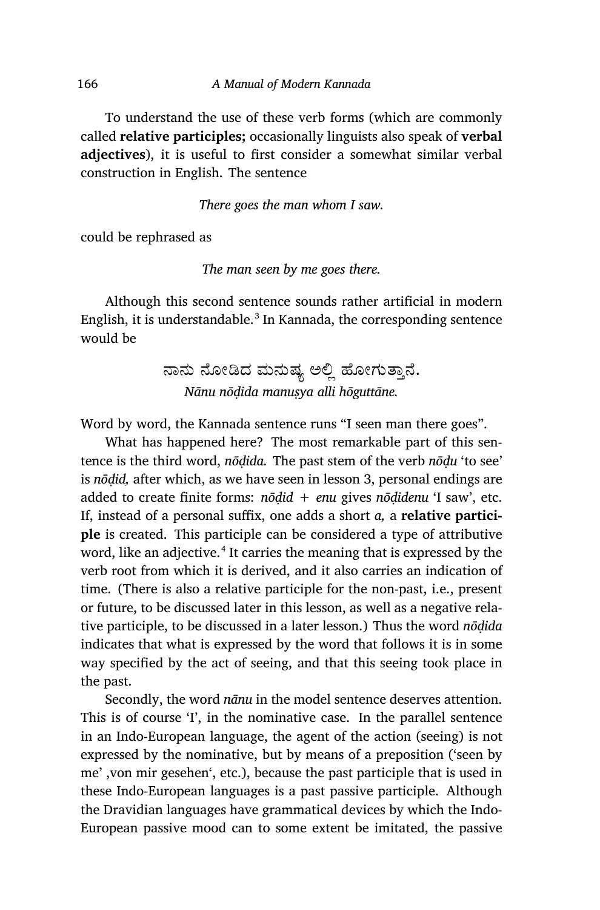To understand the use of these verb forms (which are commonly called **relative participles;** occasionally linguists also speak of **verbal adjectives**), it is useful to first consider a somewhat similar verbal construction in English. The sentence

*There goes the man whom I saw.*

could be rephrased as

*The man seen by me goes there.*

Although this second sentence sounds rather artificial in modern English, it is understandable.[3] In Kannada, the corresponding sentence would be

ನಾನು ನೋಡಿದ ಮನುಷ್ಯ ಅಲ್ಲಿ ಹೋಗುತ್ತಾನೆ.
*Nānu nōḍida manuṣya alli hōguttāne.*

Word by word, the Kannada sentence runs "I seen man there goes".

What has happened here? The most remarkable part of this sentence is the third word, *nōḍida.* The past stem of the verb *nōḍu* 'to see' is *nōḍid,* after which, as we have seen in lesson 3, personal endings are added to create finite forms: *nōḍid + enu* gives *nōḍidenu* 'I saw', etc. If, instead of a personal suffix, one adds a short *a,* a **relative participle** is created. This participle can be considered a type of attributive word, like an adjective.[4] It carries the meaning that is expressed by the verb root from which it is derived, and it also carries an indication of time. (There is also a relative participle for the non-past, i.e., present or future, to be discussed later in this lesson, as well as a negative relative participle, to be discussed in a later lesson.) Thus the word *nōḍida* indicates that what is expressed by the word that follows it is in some way specified by the act of seeing, and that this seeing took place in the past.

Secondly, the word *nānu* in the model sentence deserves attention. This is of course 'I', in the nominative case. In the parallel sentence in an Indo-European language, the agent of the action (seeing) is not expressed by the nominative, but by means of a preposition ('seen by me' ,von mir gesehen', etc.), because the past participle that is used in these Indo-European languages is a past passive participle. Although the Dravidian languages have grammatical devices by which the Indo-European passive mood can to some extent be imitated, the passive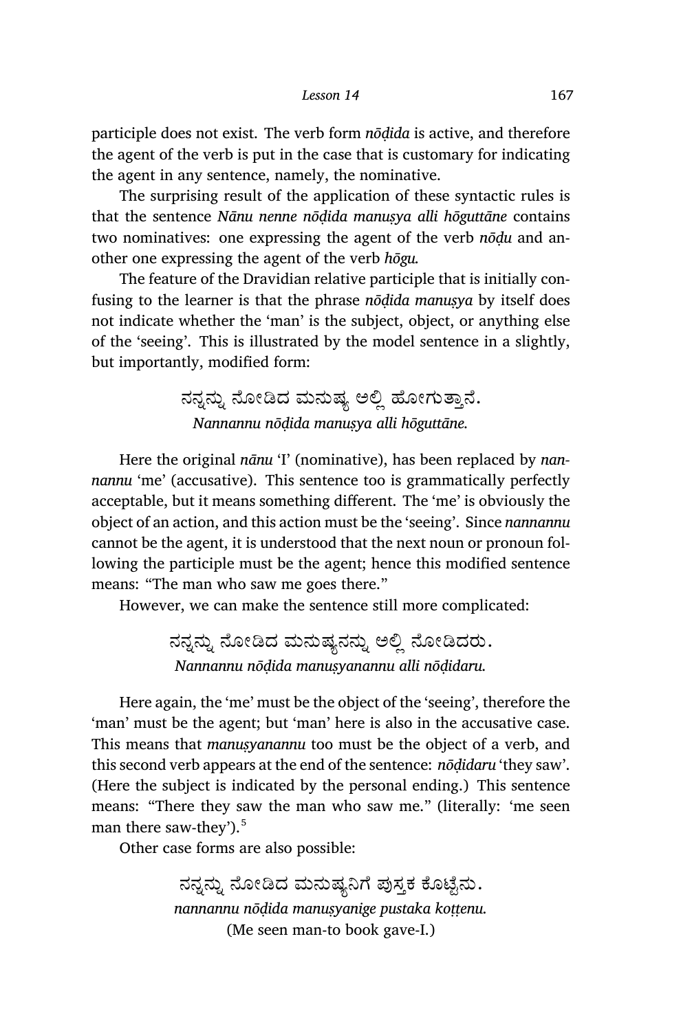participle does not exist. The verb form *nōḍida* is active, and therefore the agent of the verb is put in the case that is customary for indicating the agent in any sentence, namely, the nominative.

The surprising result of the application of these syntactic rules is that the sentence *Nānu nenne nōḍida manuṣya alli hōguttāne* contains two nominatives: one expressing the agent of the verb *nōḍu* and another one expressing the agent of the verb *hōgu.*

The feature of the Dravidian relative participle that is initially confusing to the learner is that the phrase *nōḍida manuṣya* by itself does not indicate whether the 'man' is the subject, object, or anything else of the 'seeing'. This is illustrated by the model sentence in a slightly, but importantly, modified form:

ನನ್ನನ್ನು ನೋಡಿದ ಮನುಷ್ಯ ಅಲ್ಲಿ ಹೋಗುತ್ತಾನೆ.
*Nannannu nōḍida manuṣya alli hōguttāne.*

Here the original *nānu* 'I' (nominative), has been replaced by *nannannu* 'me' (accusative). This sentence too is grammatically perfectly acceptable, but it means something different. The 'me' is obviously the object of an action, and this action must be the 'seeing'. Since *nannannu* cannot be the agent, it is understood that the next noun or pronoun following the participle must be the agent; hence this modified sentence means: "The man who saw me goes there."

However, we can make the sentence still more complicated:

ನನ್ನನ್ನು ನೋಡಿದ ಮನುಷ್ಯನನ್ನು ಅಲ್ಲಿ ನೋಡಿದರು.
*Nannannu nōḍida manuṣyanannu alli nōḍidaru.*

Here again, the 'me' must be the object of the 'seeing', therefore the 'man' must be the agent; but 'man' here is also in the accusative case. This means that *manuṣyanannu* too must be the object of a verb, and this second verb appears at the end of the sentence: *nōḍidaru* 'they saw'. (Here the subject is indicated by the personal ending.) This sentence means: "There they saw the man who saw me." (literally: 'me seen man there saw-they').[5]

Other case forms are also possible:

ನನ್ನನ್ನು ನೋಡಿದ ಮನುಷ್ಯನಿಗೆ ಪುಸ್ತಕ ಕೊಟ್ಟೆನು.
*nannannu nōḍida manuṣyanige pustaka koṭṭenu.*
(Me seen man-to book gave-I.)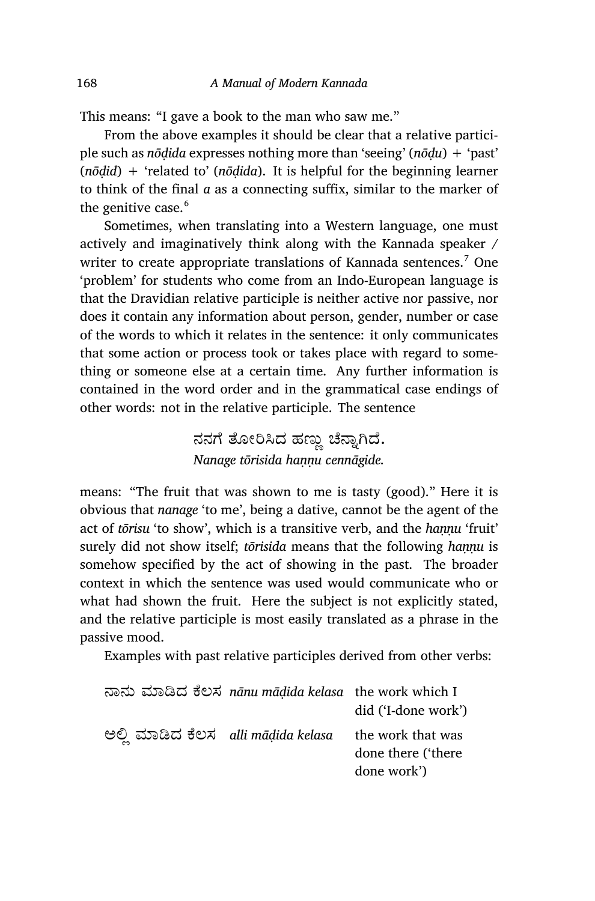This means: "I gave a book to the man who saw me."

From the above examples it should be clear that a relative participle such as *nōḍida* expresses nothing more than 'seeing' (*nōḍu*) + 'past' (*nōḍid*) + 'related to' (*nōḍida*). It is helpful for the beginning learner to think of the final *a* as a connecting suffix, similar to the marker of the genitive case.[6]

Sometimes, when translating into a Western language, one must actively and imaginatively think along with the Kannada speaker / writer to create appropriate translations of Kannada sentences.[7] One 'problem' for students who come from an Indo-European language is that the Dravidian relative participle is neither active nor passive, nor does it contain any information about person, gender, number or case of the words to which it relates in the sentence: it only communicates that some action or process took or takes place with regard to something or someone else at a certain time. Any further information is contained in the word order and in the grammatical case endings of other words: not in the relative participle. The sentence

ನನಗೆ ತೋರಿಸಿದ ಹಣ್ಣು ಚೆನ್ನಾಗಿದೆ.
*Nanage tōrisida haṇṇu cennāgide.*

means: "The fruit that was shown to me is tasty (good)." Here it is obvious that *nanage* 'to me', being a dative, cannot be the agent of the act of *tōrisu* 'to show', which is a transitive verb, and the *haṇṇu* 'fruit' surely did not show itself; *tōrisida* means that the following *haṇṇu* is somehow specified by the act of showing in the past. The broader context in which the sentence was used would communicate who or what had shown the fruit. Here the subject is not explicitly stated, and the relative participle is most easily translated as a phrase in the passive mood.

Examples with past relative participles derived from other verbs:

| | | |
|---|---|---|
| ನಾನು ಮಾಡಿದ ಕೆಲಸ | *nānu māḍida kelasa* | the work which I did ('I-done work') |
| ಅಲ್ಲಿ ಮಾಡಿದ ಕೆಲಸ | *alli māḍida kelasa* | the work that was done there ('there done work') |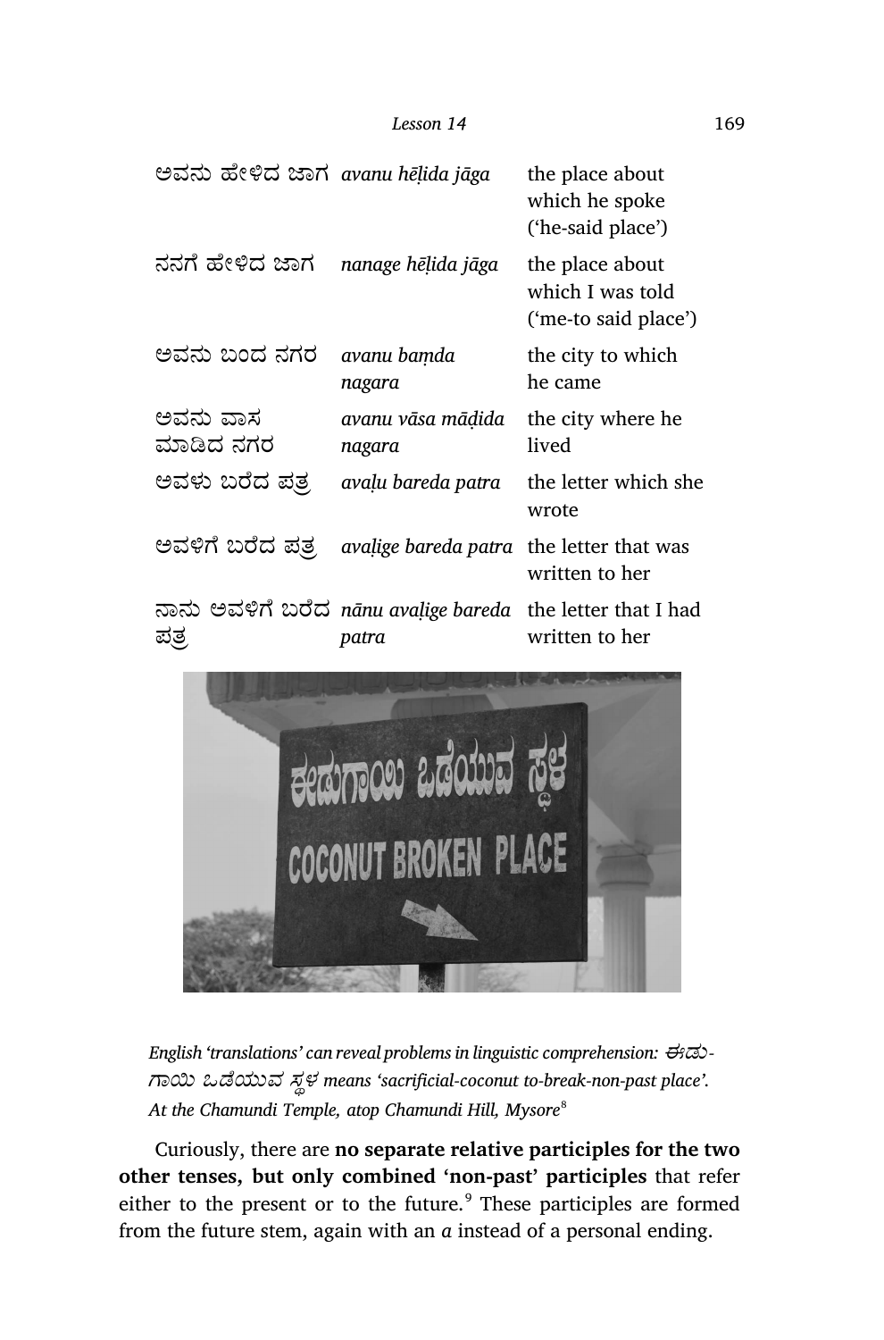| | | |
|---|---|---|
| ಅವನು ಹೇಳಿದ ಜಾಗ | *avanu hēḷida jāga* | the place about which he spoke ('he-said place') |
| ನನಗೆ ಹೇಳಿದ ಜಾಗ | *nanage hēḷida jāga* | the place about which I was told ('me-to said place') |
| ಅವನು ಬಂದ ನಗರ | *avanu baṃda nagara* | the city to which he came |
| ಅವನು ವಾಸ ಮಾಡಿದ ನಗರ | *avanu vāsa māḍida nagara* | the city where he lived |
| ಅವಳು ಬರೆದ ಪತ್ರ | *avaḷu bareda patra* | the letter which she wrote |
| ಅವಳಿಗೆ ಬರೆದ ಪತ್ರ | *avaḷige bareda patra* | the letter that was written to her |
| ನಾನು ಅವಳಿಗೆ ಬರೆದ ಪತ್ರ | *nānu avaḷige bareda patra* | the letter that I had written to her |

*English 'translations' can reveal problems in linguistic comprehension: ಈಡುಗಾಯಿ ಒಡೆಯುವ ಸ್ಥಳ means 'sacrificial-coconut to-break-non-past place'. At the Chamundi Temple, atop Chamundi Hill, Mysore*[8]

Curiously, there are **no separate relative participles for the two other tenses, but only combined 'non-past' participles** that refer either to the present or to the future.[9] These participles are formed from the future stem, again with an *a* instead of a personal ending.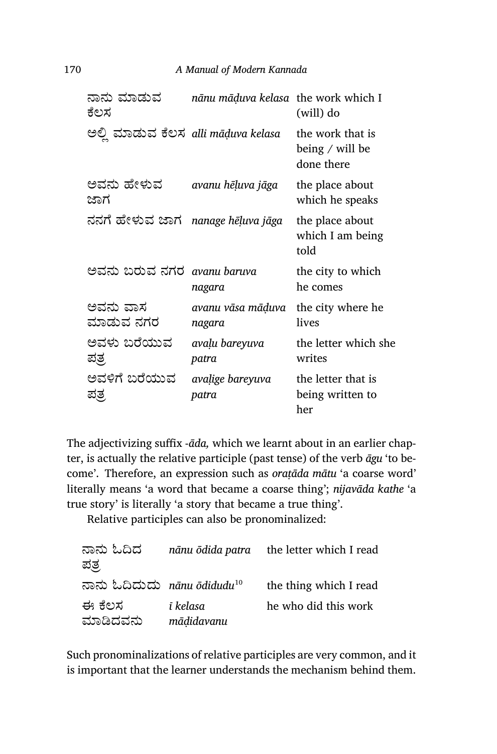| | | |
|---|---|---|
| ನಾನು ಮಾಡುವ ಕೆಲಸ | *nānu māḍuva kelasa* | the work which I (will) do |
| ಅಲ್ಲಿ ಮಾಡುವ ಕೆಲಸ | *alli māḍuva kelasa* | the work that is being / will be done there |
| ಅವನು ಹೇಳುವ ಜಾಗ | *avanu hēḷuva jāga* | the place about which he speaks |
| ನನಗೆ ಹೇಳುವ ಜಾಗ | *nanage hēḷuva jāga* | the place about which I am being told |
| ಅವನು ಬರುವ ನಗರ | *avanu baruva nagara* | the city to which he comes |
| ಅವನು ವಾಸ ಮಾಡುವ ನಗರ | *avanu vāsa māḍuva nagara* | the city where he lives |
| ಅವಳು ಬರೆಯುವ ಪತ್ರ | *avaḷu bareyuva patra* | the letter which she writes |
| ಅವಳಿಗೆ ಬರೆಯುವ ಪತ್ರ | *avaḷige bareyuva patra* | the letter that is being written to her |

The adjectivizing suffix *-āda,* which we learnt about in an earlier chapter, is actually the relative participle (past tense) of the verb *āgu* 'to become'. Therefore, an expression such as *oraṭāda mātu* 'a coarse word' literally means 'a word that became a coarse thing'; *nijavāda kathe* 'a true story' is literally 'a story that became a true thing'.

Relative participles can also be pronominalized:

| | | |
|---|---|---|
| ನಾನು ಓದಿದ ಪತ್ರ | *nānu ōdida patra* | the letter which I read |
| ನಾನು ಓದಿದುದು | *nānu ōdidudu*[10] | the thing which I read |
| ಈ ಕೆಲಸ ಮಾಡಿದವನು | *ī kelasa māḍidavanu* | he who did this work |

Such pronominalizations of relative participles are very common, and it is important that the learner understands the mechanism behind them.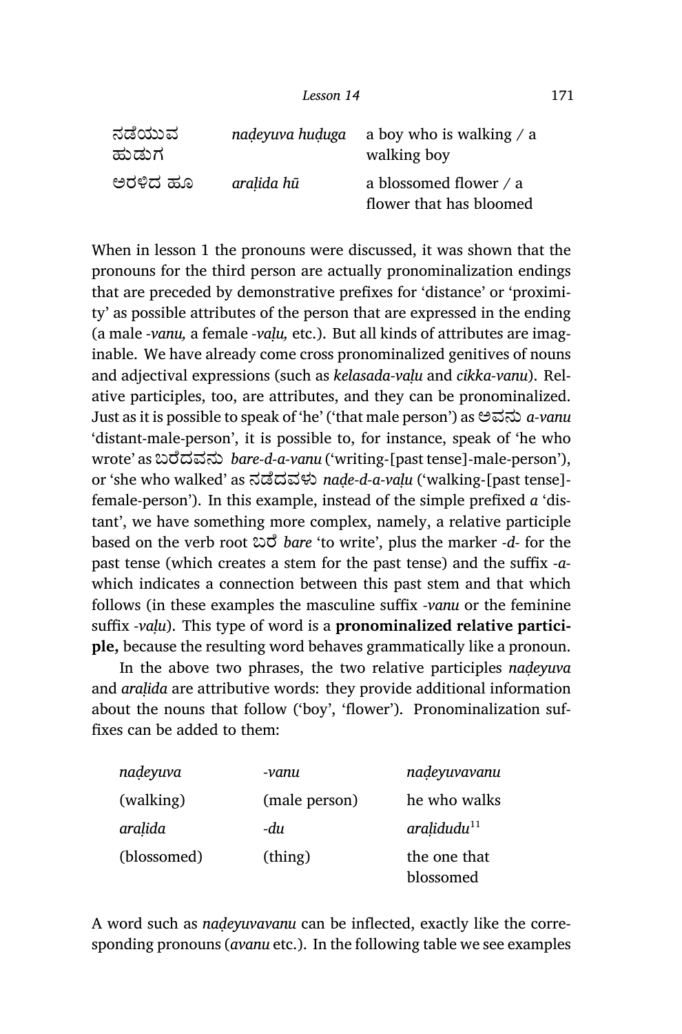| | | |
|---|---|---|
| ನಡೆಯುವ ಹುಡುಗ | *naḍeyuva huḍuga* | a boy who is walking / a walking boy |
| ಅರಳಿದ ಹೂ | *araḷida hū* | a blossomed flower / a flower that has bloomed |

When in lesson 1 the pronouns were discussed, it was shown that the pronouns for the third person are actually pronominalization endings that are preceded by demonstrative prefixes for 'distance' or 'proximity' as possible attributes of the person that are expressed in the ending (a male *-vanu,* a female *-vaḷu,* etc.). But all kinds of attributes are imaginable. We have already come cross pronominalized genitives of nouns and adjectival expressions (such as *kelasada-vaḷu* and *cikka-vanu*). Relative participles, too, are attributes, and they can be pronominalized. Just as it is possible to speak of 'he' ('that male person') as ಅವನು *a-vanu* 'distant-male-person', it is possible to, for instance, speak of 'he who wrote' as ಬರೆದವನು *bare-d-a-vanu* ('writing-[past tense]-male-person'), or 'she who walked' as ನಡೆದವಳು *naḍe-d-a-vaḷu* ('walking-[past tense]-female-person'). In this example, instead of the simple prefixed *a* 'distant', we have something more complex, namely, a relative participle based on the verb root ಬರೆ *bare* 'to write', plus the marker *-d-* for the past tense (which creates a stem for the past tense) and the suffix *-a-* which indicates a connection between this past stem and that which follows (in these examples the masculine suffix *-vanu* or the feminine suffix *-vaḷu*). This type of word is a **pronominalized relative participle,** because the resulting word behaves grammatically like a pronoun.

In the above two phrases, the two relative participles *naḍeyuva* and *araḷida* are attributive words: they provide additional information about the nouns that follow ('boy', 'flower'). Pronominalization suffixes can be added to them:

| | | |
|---|---|---|
| *naḍeyuva* | *-vanu* | *naḍeyuvavanu* |
| (walking) | (male person) | he who walks |
| *araḷida* | *-du* | *araḷidudu*[11] |
| (blossomed) | (thing) | the one that blossomed |

A word such as *naḍeyuvavanu* can be inflected, exactly like the corresponding pronouns (*avanu* etc.). In the following table we see examples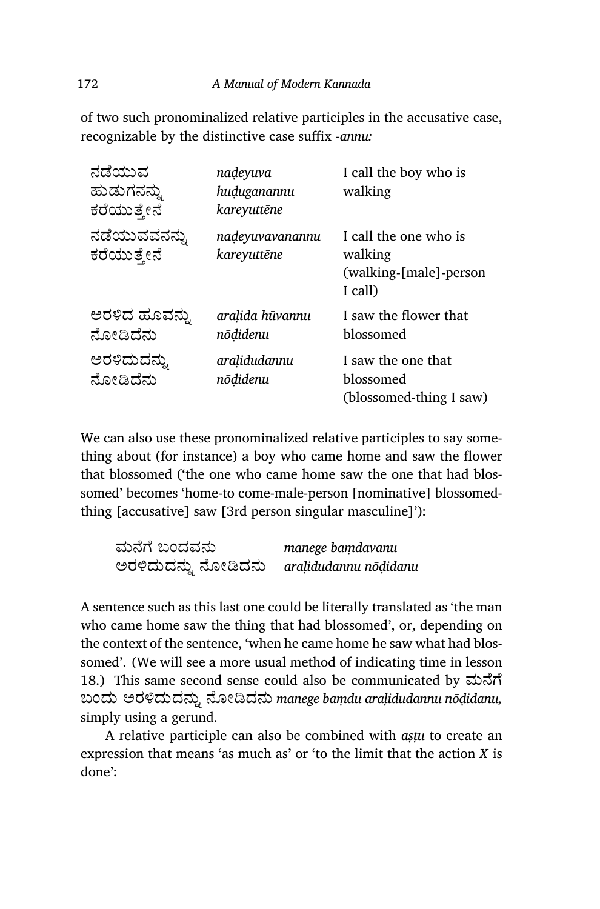of two such pronominalized relative participles in the accusative case, recognizable by the distinctive case suffix *-annu:*

| | | |
|---|---|---|
| ನಡೆಯುವ ಹುಡುಗನನ್ನು ಕರೆಯುತ್ತೇನೆ | *naḍeyuva huḍugannannu kareyuttēne* | I call the boy who is walking |
| ನಡೆಯುವವನನ್ನು ಕರೆಯುತ್ತೇನೆ | *naḍeyuvavanannu kareyuttēne* | I call the one who is walking (walking-[male]-person I call) |
| ಅರಳಿದ ಹೂವನ್ನು ನೋಡಿದೆನು | *araḷida hūvannu nōḍidenu* | I saw the flower that blossomed |
| ಅರಳಿದುದನ್ನು ನೋಡಿದೆನು | *araḷidudannu nōḍidenu* | I saw the one that blossomed (blossomed-thing I saw) |

We can also use these pronominalized relative participles to say something about (for instance) a boy who came home and saw the flower that blossomed ('the one who came home saw the one that had blossomed' becomes 'home-to come-male-person [nominative] blossomed-thing [accusative] saw [3rd person singular masculine]'):

| | |
|---|---|
| ಮನೆಗೆ ಬಂದವನು | *manege baṃdavanu* |
| ಅರಳಿದುದನ್ನು ನೋಡಿದನು | *araḷidudannu nōḍidanu* |

A sentence such as this last one could be literally translated as 'the man who came home saw the thing that had blossomed', or, depending on the context of the sentence, 'when he came home he saw what had blossomed'. (We will see a more usual method of indicating time in lesson 18.) This same second sense could also be communicated by ಮನೆಗೆ ಬಂದು ಅರಳಿದುದನ್ನು ನೋಡಿದನು *manege baṃdu araḷidudannu nōḍidanu,* simply using a gerund.

A relative participle can also be combined with *aṣṭu* to create an expression that means 'as much as' or 'to the limit that the action *X* is done':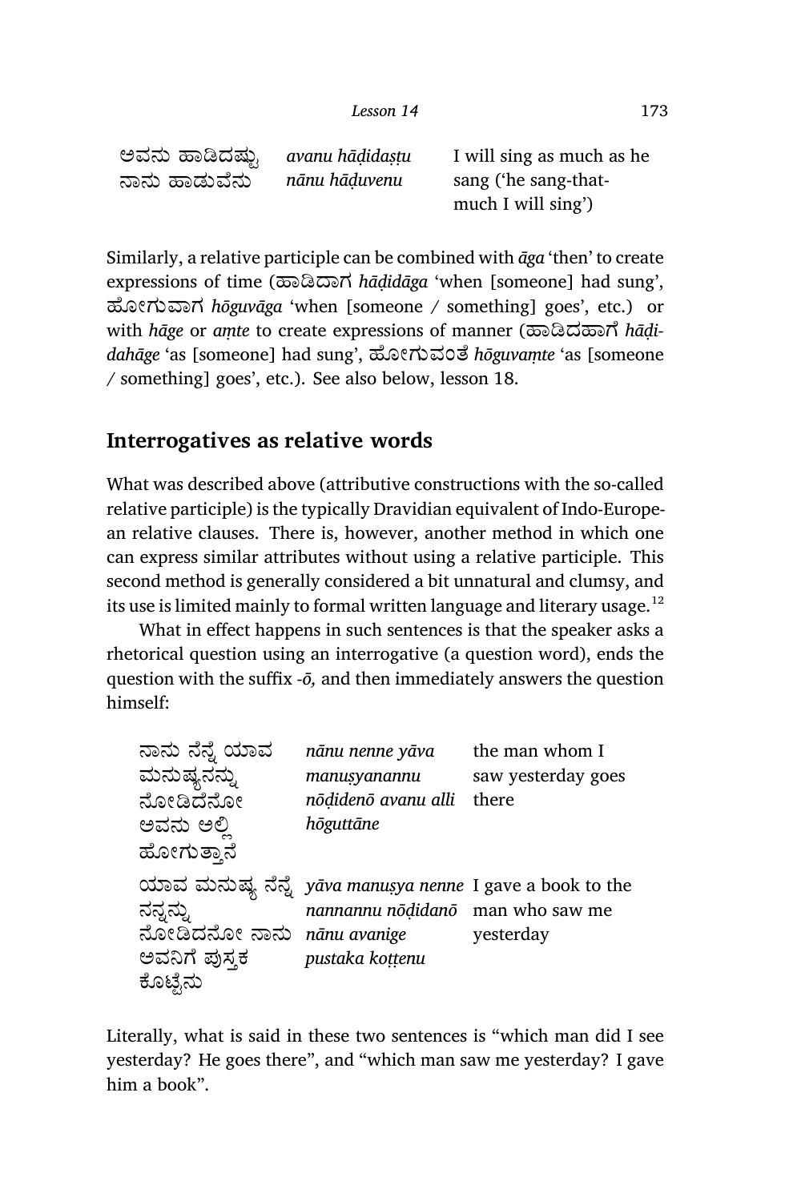| | | |
|---|---|---|
| ಅವನು ಹಾಡಿದಷ್ಟು ನಾನು ಹಾಡುವೆನು | *avanu hāḍidaṣṭu nānu hāḍuvenu* | I will sing as much as he sang ('he sang-that-much I will sing') |

Similarly, a relative participle can be combined with *āga* 'then' to create expressions of time (ಹಾಡಿದಾಗ *hāḍidāga* 'when [someone] had sung', ಹೋಗುವಾಗ *hōguvāga* 'when [someone / something] goes', etc.) or with *hāge* or *aṃte* to create expressions of manner (ಹಾಡಿದಹಾಗೆ *hāḍidahāge* 'as [someone] had sung', ಹೋಗುವಂತೆ *hōguvaṃte* 'as [someone / something] goes', etc.). See also below, lesson 18.

## Interrogatives as relative words

What was described above (attributive constructions with the so-called relative participle) is the typically Dravidian equivalent of Indo-European relative clauses. There is, however, another method in which one can express similar attributes without using a relative participle. This second method is generally considered a bit unnatural and clumsy, and its use is limited mainly to formal written language and literary usage.[12]

What in effect happens in such sentences is that the speaker asks a rhetorical question using an interrogative (a question word), ends the question with the suffix *-ō,* and then immediately answers the question himself:

| | | |
|---|---|---|
| ನಾನು ನೆನ್ನೆ ಯಾವ ಮನುಷ್ಯನನ್ನು ನೋಡಿದೆನೋ ಅವನು ಅಲ್ಲಿ ಹೋಗುತ್ತಾನೆ | *nānu nenne yāva manuṣyanannu nōḍidenō avanu alli hōguttāne* | the man whom I saw yesterday goes there |
| ಯಾವ ಮನುಷ್ಯ ನೆನ್ನೆ ನನ್ನನ್ನು ನೋಡಿದನೋ ನಾನು ಅವನಿಗೆ ಪುಸ್ತಕ ಕೊಟ್ಟೆನು | *yāva manuṣya nenne nannannu nōḍidanō nānu avanige pustaka koṭṭenu* | I gave a book to the man who saw me yesterday |

Literally, what is said in these two sentences is "which man did I see yesterday? He goes there", and "which man saw me yesterday? I gave him a book".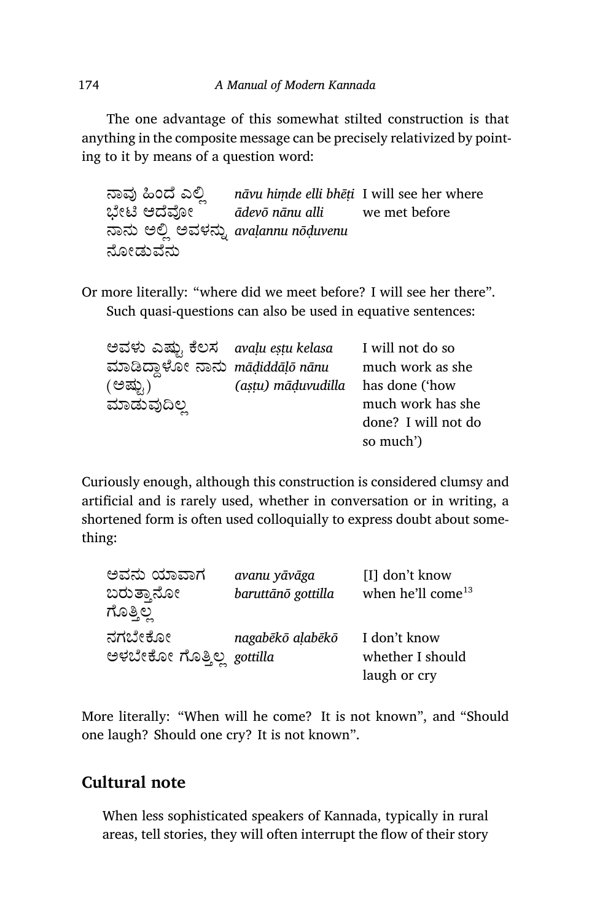The one advantage of this somewhat stilted construction is that anything in the composite message can be precisely relativized by pointing to it by means of a question word:

| | | |
|---|---|---|
| ನಾವು ಹಿಂದೆ ಎಲ್ಲಿ ಭೇಟಿ ಆದೆವೋ ನಾನು ಅಲ್ಲಿ ಅವಳನ್ನು ನೋಡುವೆನು | *nāvu hiṃde elli bhēṭi ādevō nānu alli avaḷannu nōḍuvenu* | I will see her where we met before |

Or more literally: "where did we meet before? I will see her there".

Such quasi-questions can also be used in equative sentences:

| | | |
|---|---|---|
| ಅವಳು ಎಷ್ಟು ಕೆಲಸ ಮಾಡಿದ್ದಾಳೋ ನಾನು (ಅಷ್ಟು) ಮಾಡುವುದಿಲ್ಲ | *avaḷu eṣṭu kelasa māḍiddāḷō nānu (aṣṭu) māḍuvudilla* | I will not do so much work as she has done ('how much work has she done? I will not do so much') |

Curiously enough, although this construction is considered clumsy and artificial and is rarely used, whether in conversation or in writing, a shortened form is often used colloquially to express doubt about something:

| | | |
|---|---|---|
| ಅವನು ಯಾವಾಗ ಬರುತ್ತಾನೋ ಗೊತ್ತಿಲ್ಲ | *avanu yāvāga baruttānō gottilla* | [I] don't know when he'll come[13] |
| ನಗಬೇಕೋ ಅಳಬೇಕೋ ಗೊತ್ತಿಲ್ಲ | *nagabēkō aḷabēkō gottilla* | I don't know whether I should laugh or cry |

More literally: "When will he come? It is not known", and "Should one laugh? Should one cry? It is not known".

## Cultural note

When less sophisticated speakers of Kannada, typically in rural areas, tell stories, they will often interrupt the flow of their story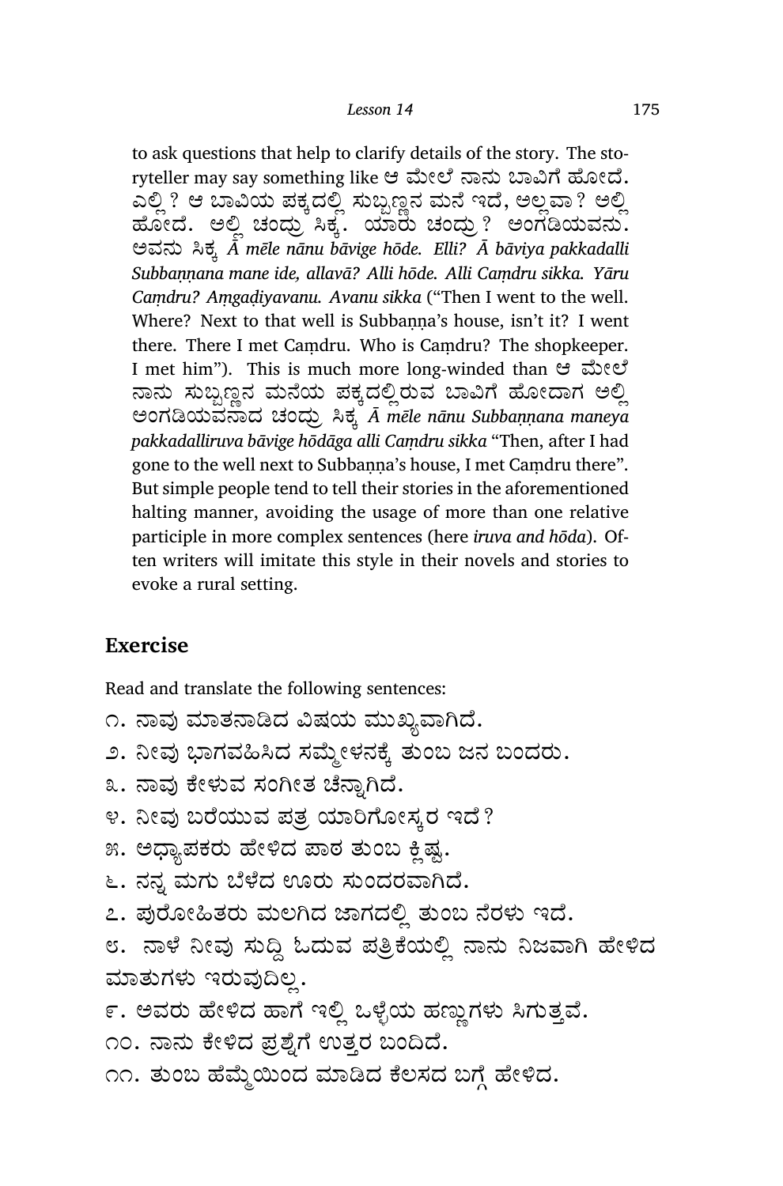to ask questions that help to clarify details of the story. The storyteller may say something like ಆ ಮೇಲೆ ನಾನು ಬಾವಿಗೆ ಹೋದೆ. ಎಲ್ಲಿ? ಆ ಬಾವಿಯ ಪಕ್ಕದಲ್ಲಿ ಸುಬ್ಬಣ್ಣನ ಮನೆ ಇದೆ, ಅಲ್ಲವಾ? ಅಲ್ಲಿ ಹೋದೆ. ಅಲ್ಲಿ ಚಂದ್ರು ಸಿಕ್ಕ. ಯಾರು ಚಂದ್ರು? ಅಂಗಡಿಯವನು. ಅವನು ಸಿಕ್ಕ *Ā mēle nānu bāvige hōde. Elli? Ā bāviya pakkadalli Subbaṇṇana mane ide, allavā? Alli hōde. Alli Caṃdru sikka. Yāru Caṃdru? Aṃgaḍiyavanu. Avanu sikka* ("Then I went to the well. Where? Next to that well is Subbaṇṇa's house, isn't it? I went there. There I met Caṃdru. Who is Caṃdru? The shopkeeper. I met him"). This is much more long-winded than ಆ ಮೇಲೆ ನಾನು ಸುಬ್ಬಣ್ಣನ ಮನೆಯ ಪಕ್ಕದಲ್ಲಿರುವ ಬಾವಿಗೆ ಹೋದಾಗ ಅಲ್ಲಿ ಅಂಗಡಿಯವನಾದ ಚಂದ್ರು ಸಿಕ್ಕ *Ā mēle nānu Subbaṇṇana maneya pakkadalliruva bāvige hōdāga alli Caṃdru sikka* "Then, after I had gone to the well next to Subbaṇṇa's house, I met Caṃdru there". But simple people tend to tell their stories in the aforementioned halting manner, avoiding the usage of more than one relative participle in more complex sentences (here *iruva and hōda*). Often writers will imitate this style in their novels and stories to evoke a rural setting.

## Exercise

Read and translate the following sentences:

೧. ನಾವು ಮಾತನಾಡಿದ ವಿಷಯ ಮುಖ್ಯವಾಗಿದೆ.

೨. ನೀವು ಭಾಗವಹಿಸಿದ ಸಮ್ಮೇಳನಕ್ಕೆ ತುಂಬ ಜನ ಬಂದರು.

೩. ನಾವು ಕೇಳುವ ಸಂಗೀತ ಚೆನ್ನಾಗಿದೆ.

೪. ನೀವು ಬರೆಯುವ ಪತ್ರ ಯಾರಿಗೋಸ್ಕರ ಇದೆ?

೫. ಅಧ್ಯಾಪಕರು ಹೇಳಿದ ಪಾಠ ತುಂಬ ಕ್ಲಿಷ್ಟ.

೬. ನನ್ನ ಮಗು ಬೆಳೆದ ಊರು ಸುಂದರವಾಗಿದೆ.

೭. ಪುರೋಹಿತರು ಮಲಗಿದ ಜಾಗದಲ್ಲಿ ತುಂಬ ನೆರಳು ಇದೆ.

೮. ನಾಳೆ ನೀವು ಸುದ್ದಿ ಓದುವ ಪತ್ರಿಕೆಯಲ್ಲಿ ನಾನು ನಿಜವಾಗಿ ಹೇಳಿದ ಮಾತುಗಳು ಇರುವುದಿಲ್ಲ.

೯. ಅವರು ಹೇಳಿದ ಹಾಗೆ ಇಲ್ಲಿ ಒಳ್ಳೆಯ ಹಣ್ಣುಗಳು ಸಿಗುತ್ತವೆ.

೧೦. ನಾನು ಕೇಳಿದ ಪ್ರಶ್ನೆಗೆ ಉತ್ತರ ಬಂದಿದೆ.

೧೧. ತುಂಬ ಹೆಮ್ಮೆಯಿಂದ ಮಾಡಿದ ಕೆಲಸದ ಬಗ್ಗೆ ಹೇಳಿದ.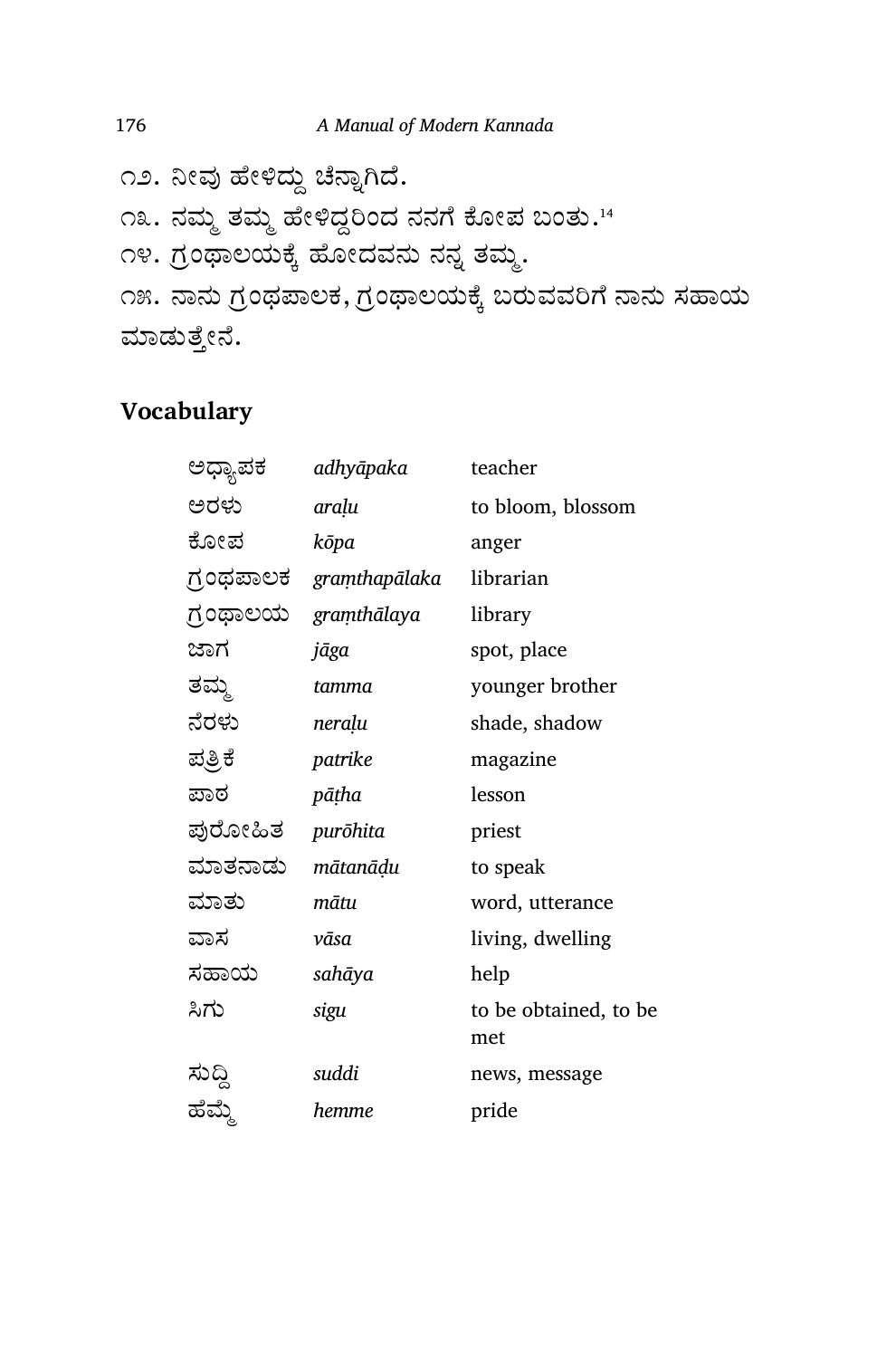೧೨. ನೀವು ಹೇಳಿದ್ದು ಚೆನ್ನಾಗಿದೆ.

೧೩. ನಮ್ಮ ತಮ್ಮ ಹೇಳಿದ್ದರಿಂದ ನನಗೆ ಕೋಪ ಬಂತು.[14]

೧೪. ಗ್ರಂಥಾಲಯಕ್ಕೆ ಹೋದವನು ನನ್ನ ತಮ್ಮ.

೧೫. ನಾನು ಗ್ರಂಥಪಾಲಕ, ಗ್ರಂಥಾಲಯಕ್ಕೆ ಬರುವವರಿಗೆ ನಾನು ಸಹಾಯ ಮಾಡುತ್ತೇನೆ.

## Vocabulary

| | | |
|---|---|---|
| ಅಧ್ಯಾಪಕ | *adhyāpaka* | teacher |
| ಅರಳು | *araḷu* | to bloom, blossom |
| ಕೋಪ | *kōpa* | anger |
| ಗ್ರಂಥಪಾಲಕ | *graṃthapālaka* | librarian |
| ಗ್ರಂಥಾಲಯ | *graṃthālaya* | library |
| ಜಾಗ | *jāga* | spot, place |
| ತಮ್ಮ | *tamma* | younger brother |
| ನೆರಳು | *neraḷu* | shade, shadow |
| ಪತ್ರಿಕೆ | *patrike* | magazine |
| ಪಾಠ | *pāṭha* | lesson |
| ಪುರೋಹಿತ | *purōhita* | priest |
| ಮಾತನಾಡು | *mātanāḍu* | to speak |
| ಮಾತು | *mātu* | word, utterance |
| ವಾಸ | *vāsa* | living, dwelling |
| ಸಹಾಯ | *sahāya* | help |
| ಸಿಗು | *sigu* | to be obtained, to be met |
| ಸುದ್ದಿ | *suddi* | news, message |
| ಹೆಮ್ಮೆ | *hemme* | pride |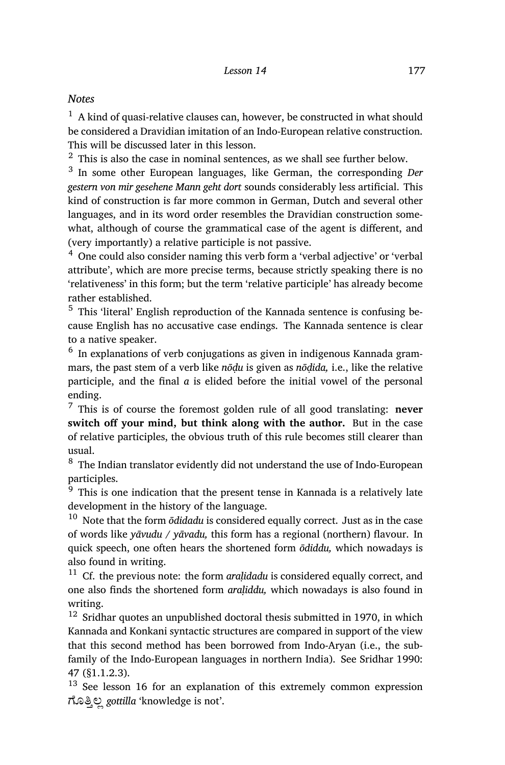*Notes*

[1] A kind of quasi-relative clauses can, however, be constructed in what should be considered a Dravidian imitation of an Indo-European relative construction. This will be discussed later in this lesson.

[2] This is also the case in nominal sentences, as we shall see further below.

[3] In some other European languages, like German, the corresponding *Der gestern von mir gesehene Mann geht dort* sounds considerably less artificial. This kind of construction is far more common in German, Dutch and several other languages, and in its word order resembles the Dravidian construction somewhat, although of course the grammatical case of the agent is different, and (very importantly) a relative participle is not passive.

[4] One could also consider naming this verb form a 'verbal adjective' or 'verbal attribute', which are more precise terms, because strictly speaking there is no 'relativeness' in this form; but the term 'relative participle' has already become rather established.

[5] This 'literal' English reproduction of the Kannada sentence is confusing because English has no accusative case endings. The Kannada sentence is clear to a native speaker.

[6] In explanations of verb conjugations as given in indigenous Kannada grammars, the past stem of a verb like *nōḍu* is given as *nōḍida,* i.e., like the relative participle, and the final *a* is elided before the initial vowel of the personal ending.

[7] This is of course the foremost golden rule of all good translating: **never switch off your mind, but think along with the author.** But in the case of relative participles, the obvious truth of this rule becomes still clearer than usual.

[8] The Indian translator evidently did not understand the use of Indo-European participles.

[9] This is one indication that the present tense in Kannada is a relatively late development in the history of the language.

[10] Note that the form *ōdidadu* is considered equally correct. Just as in the case of words like *yāvudu / yāvadu,* this form has a regional (northern) flavour. In quick speech, one often hears the shortened form *ōdiddu,* which nowadays is also found in writing.

[11] Cf. the previous note: the form *araḷidadu* is considered equally correct, and one also finds the shortened form *araḷiddu,* which nowadays is also found in writing.

[12] Sridhar quotes an unpublished doctoral thesis submitted in 1970, in which Kannada and Konkani syntactic structures are compared in support of the view that this second method has been borrowed from Indo-Aryan (i.e., the subfamily of the Indo-European languages in northern India). See Sridhar 1990: 47 (§1.1.2.3).

[13] See lesson 16 for an explanation of this extremely common expression ಗೊತ್ತಿಲ್ಲ *gottilla* 'knowledge is not'.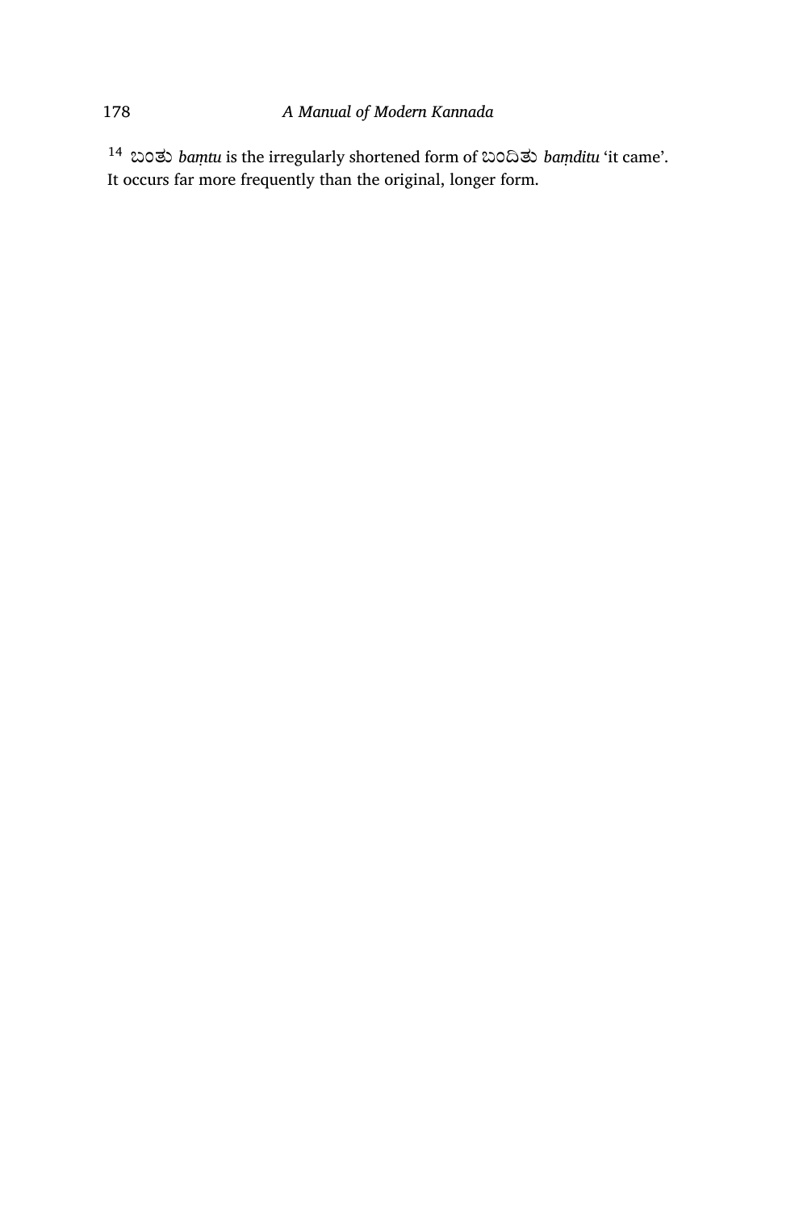[14] ಬಂತು *baṃtu* is the irregularly shortened form of ಬಂದಿತು *baṃditu* ‘it came’. It occurs far more frequently than the original, longer form.